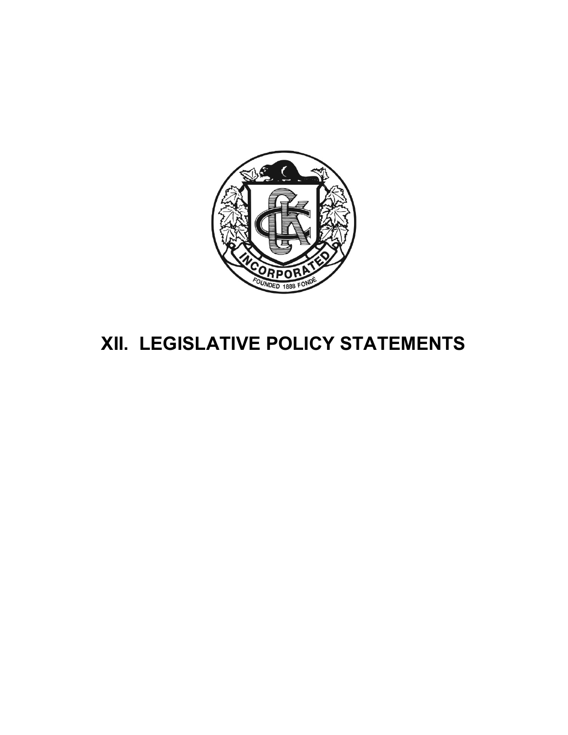# XII. LEGISLATIVE POLICY STATEMENTS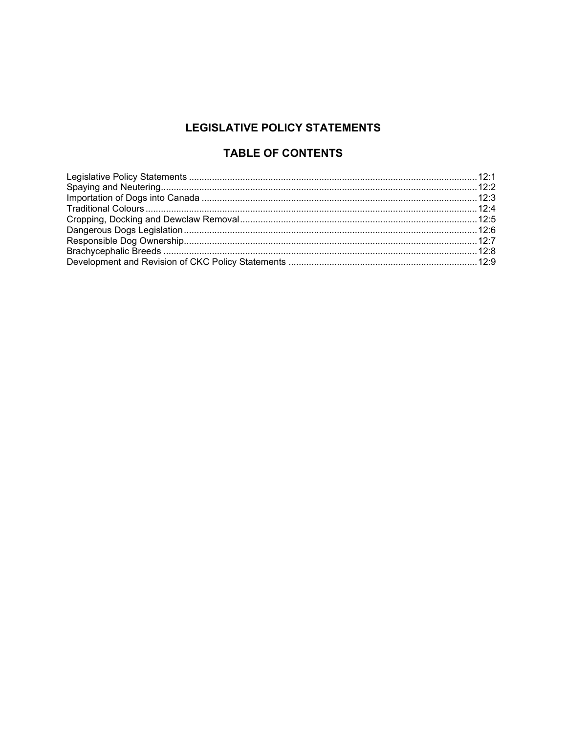# LEGISLATIVE POLICY STATEMENTS

## TABLE OF CONTENTS

| | |
|---|---|
| Legislative Policy Statements | 12:1 |
| Spaying and Neutering | 12:2 |
| Importation of Dogs into Canada | 12:3 |
| Traditional Colours | 12:4 |
| Cropping, Docking and Dewclaw Removal | 12:5 |
| Dangerous Dogs Legislation | 12:6 |
| Responsible Dog Ownership | 12:7 |
| Brachycephalic Breeds | 12:8 |
| Development and Revision of CKC Policy Statements | 12:9 |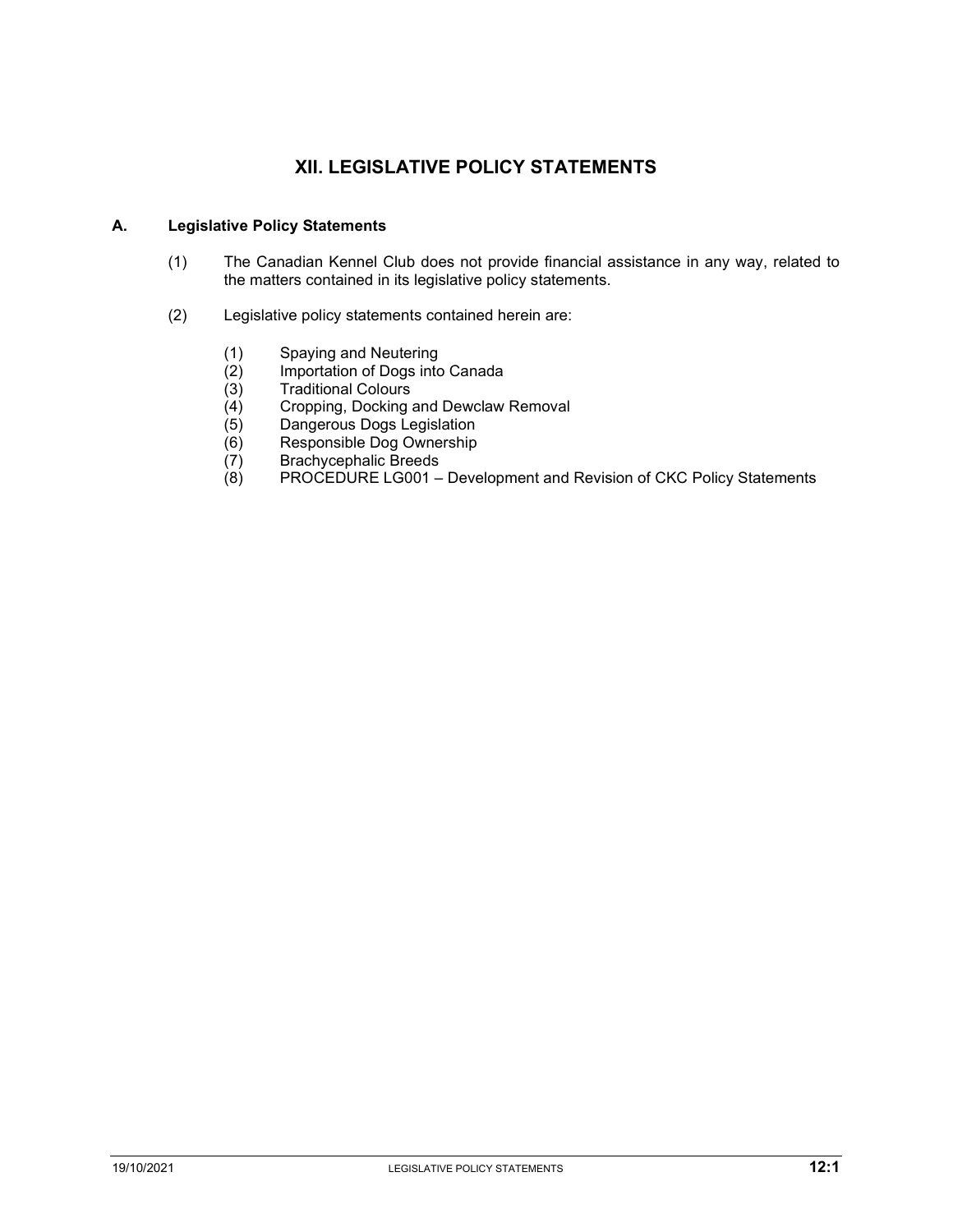# XII. LEGISLATIVE POLICY STATEMENTS

## A. Legislative Policy Statements

(1) The Canadian Kennel Club does not provide financial assistance in any way, related to the matters contained in its legislative policy statements.

(2) Legislative policy statements contained herein are:

(1) Spaying and Neutering
(2) Importation of Dogs into Canada
(3) Traditional Colours
(4) Cropping, Docking and Dewclaw Removal
(5) Dangerous Dogs Legislation
(6) Responsible Dog Ownership
(7) Brachycephalic Breeds
(8) PROCEDURE LG001 – Development and Revision of CKC Policy Statements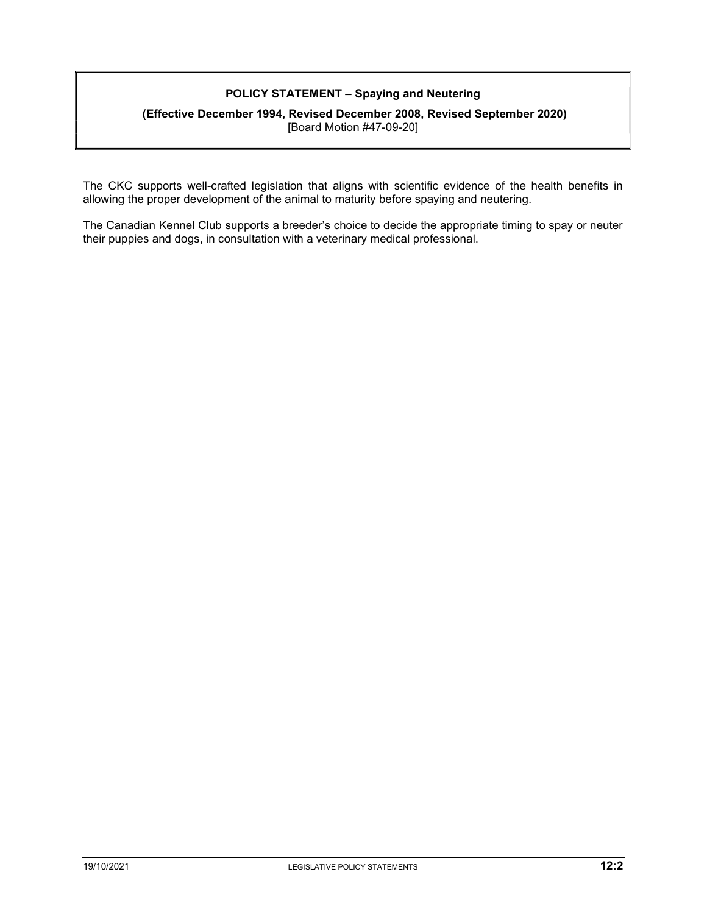**POLICY STATEMENT – Spaying and Neutering**

**(Effective December 1994, Revised December 2008, Revised September 2020)**
[Board Motion #47-09-20]

The CKC supports well-crafted legislation that aligns with scientific evidence of the health benefits in allowing the proper development of the animal to maturity before spaying and neutering.

The Canadian Kennel Club supports a breeder's choice to decide the appropriate timing to spay or neuter their puppies and dogs, in consultation with a veterinary medical professional.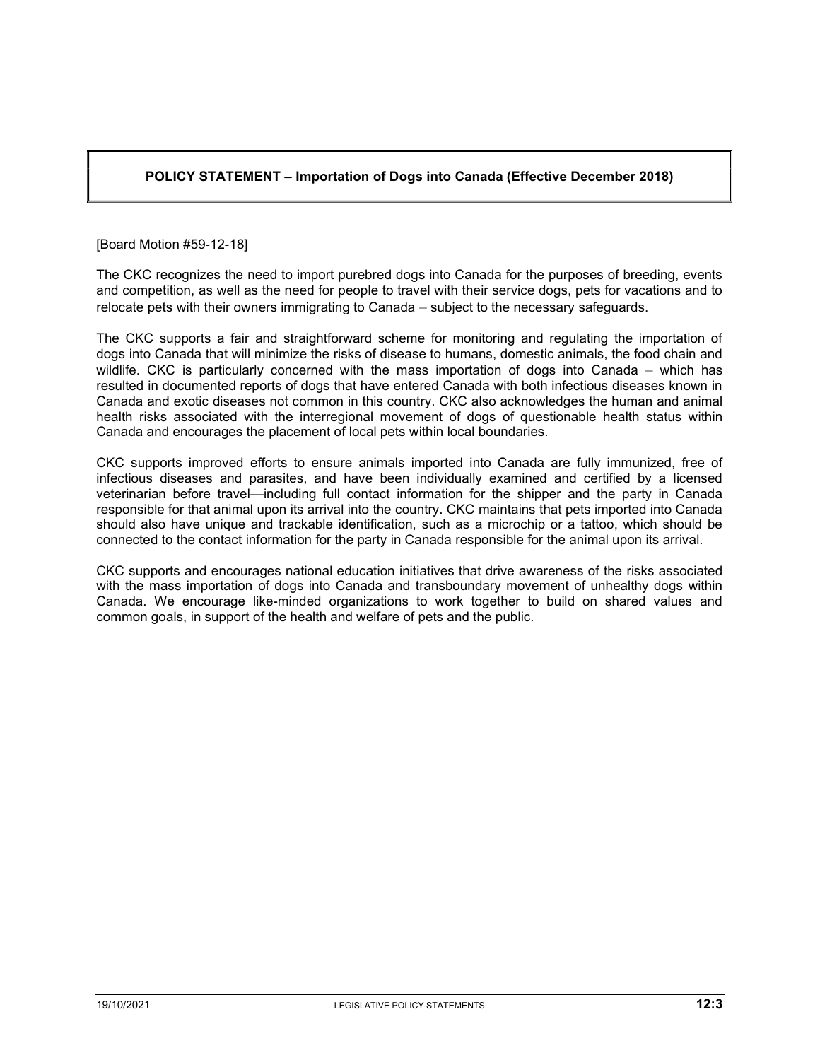## POLICY STATEMENT – Importation of Dogs into Canada (Effective December 2018)

[Board Motion #59-12-18]

The CKC recognizes the need to import purebred dogs into Canada for the purposes of breeding, events and competition, as well as the need for people to travel with their service dogs, pets for vacations and to relocate pets with their owners immigrating to Canada – subject to the necessary safeguards.

The CKC supports a fair and straightforward scheme for monitoring and regulating the importation of dogs into Canada that will minimize the risks of disease to humans, domestic animals, the food chain and wildlife. CKC is particularly concerned with the mass importation of dogs into Canada – which has resulted in documented reports of dogs that have entered Canada with both infectious diseases known in Canada and exotic diseases not common in this country. CKC also acknowledges the human and animal health risks associated with the interregional movement of dogs of questionable health status within Canada and encourages the placement of local pets within local boundaries.

CKC supports improved efforts to ensure animals imported into Canada are fully immunized, free of infectious diseases and parasites, and have been individually examined and certified by a licensed veterinarian before travel—including full contact information for the shipper and the party in Canada responsible for that animal upon its arrival into the country. CKC maintains that pets imported into Canada should also have unique and trackable identification, such as a microchip or a tattoo, which should be connected to the contact information for the party in Canada responsible for the animal upon its arrival.

CKC supports and encourages national education initiatives that drive awareness of the risks associated with the mass importation of dogs into Canada and transboundary movement of unhealthy dogs within Canada. We encourage like-minded organizations to work together to build on shared values and common goals, in support of the health and welfare of pets and the public.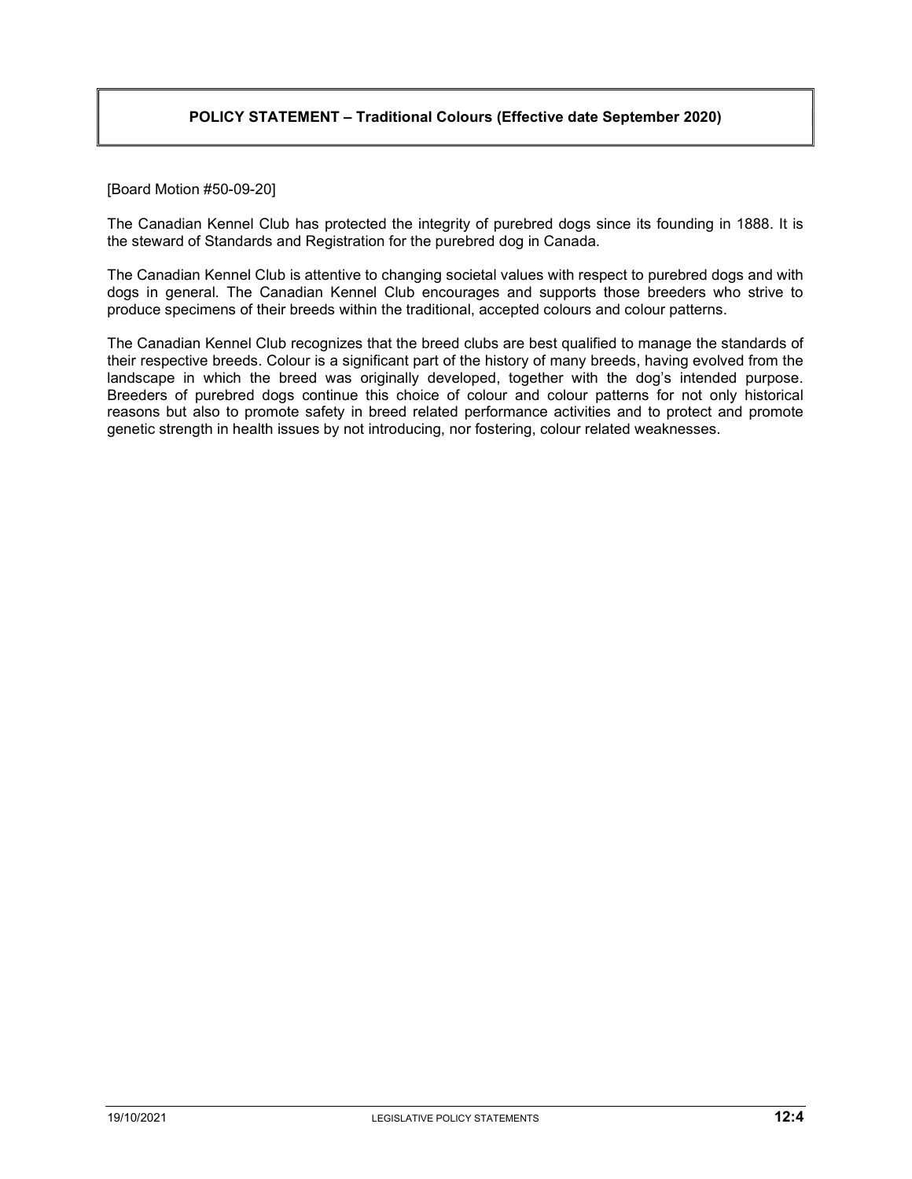## POLICY STATEMENT – Traditional Colours (Effective date September 2020)

[Board Motion #50-09-20]

The Canadian Kennel Club has protected the integrity of purebred dogs since its founding in 1888. It is the steward of Standards and Registration for the purebred dog in Canada.

The Canadian Kennel Club is attentive to changing societal values with respect to purebred dogs and with dogs in general. The Canadian Kennel Club encourages and supports those breeders who strive to produce specimens of their breeds within the traditional, accepted colours and colour patterns.

The Canadian Kennel Club recognizes that the breed clubs are best qualified to manage the standards of their respective breeds. Colour is a significant part of the history of many breeds, having evolved from the landscape in which the breed was originally developed, together with the dog's intended purpose. Breeders of purebred dogs continue this choice of colour and colour patterns for not only historical reasons but also to promote safety in breed related performance activities and to protect and promote genetic strength in health issues by not introducing, nor fostering, colour related weaknesses.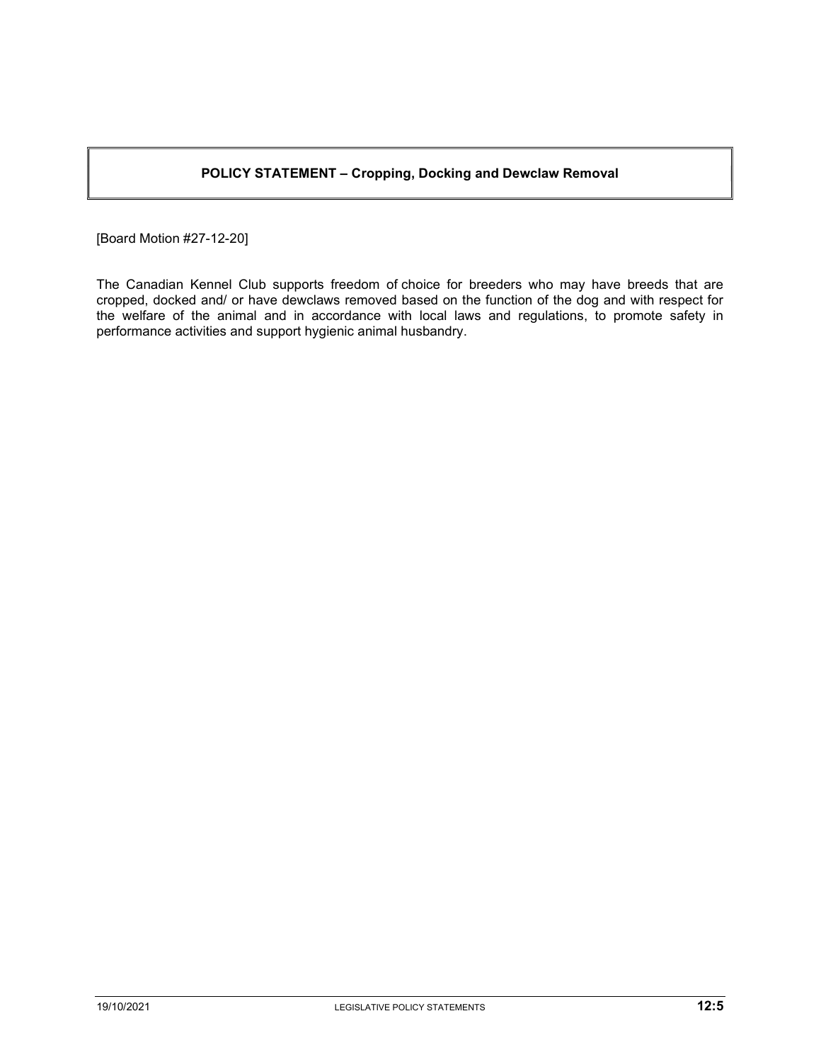## POLICY STATEMENT – Cropping, Docking and Dewclaw Removal

[Board Motion #27-12-20]

The Canadian Kennel Club supports freedom of choice for breeders who may have breeds that are cropped, docked and/ or have dewclaws removed based on the function of the dog and with respect for the welfare of the animal and in accordance with local laws and regulations, to promote safety in performance activities and support hygienic animal husbandry.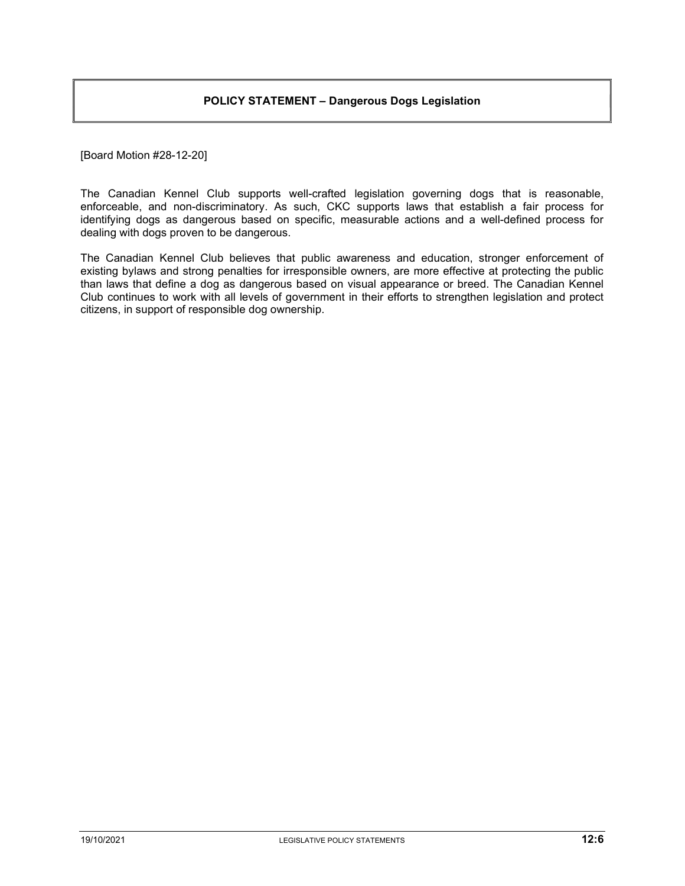# POLICY STATEMENT – Dangerous Dogs Legislation

[Board Motion #28-12-20]

The Canadian Kennel Club supports well-crafted legislation governing dogs that is reasonable, enforceable, and non-discriminatory. As such, CKC supports laws that establish a fair process for identifying dogs as dangerous based on specific, measurable actions and a well-defined process for dealing with dogs proven to be dangerous.

The Canadian Kennel Club believes that public awareness and education, stronger enforcement of existing bylaws and strong penalties for irresponsible owners, are more effective at protecting the public than laws that define a dog as dangerous based on visual appearance or breed. The Canadian Kennel Club continues to work with all levels of government in their efforts to strengthen legislation and protect citizens, in support of responsible dog ownership.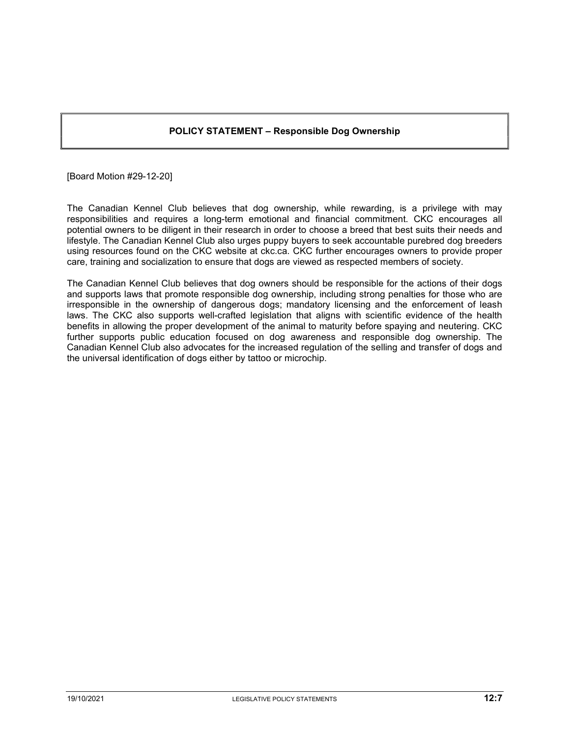## POLICY STATEMENT – Responsible Dog Ownership

[Board Motion #29-12-20]

The Canadian Kennel Club believes that dog ownership, while rewarding, is a privilege with may responsibilities and requires a long-term emotional and financial commitment. CKC encourages all potential owners to be diligent in their research in order to choose a breed that best suits their needs and lifestyle. The Canadian Kennel Club also urges puppy buyers to seek accountable purebred dog breeders using resources found on the CKC website at ckc.ca. CKC further encourages owners to provide proper care, training and socialization to ensure that dogs are viewed as respected members of society.

The Canadian Kennel Club believes that dog owners should be responsible for the actions of their dogs and supports laws that promote responsible dog ownership, including strong penalties for those who are irresponsible in the ownership of dangerous dogs; mandatory licensing and the enforcement of leash laws. The CKC also supports well-crafted legislation that aligns with scientific evidence of the health benefits in allowing the proper development of the animal to maturity before spaying and neutering. CKC further supports public education focused on dog awareness and responsible dog ownership. The Canadian Kennel Club also advocates for the increased regulation of the selling and transfer of dogs and the universal identification of dogs either by tattoo or microchip.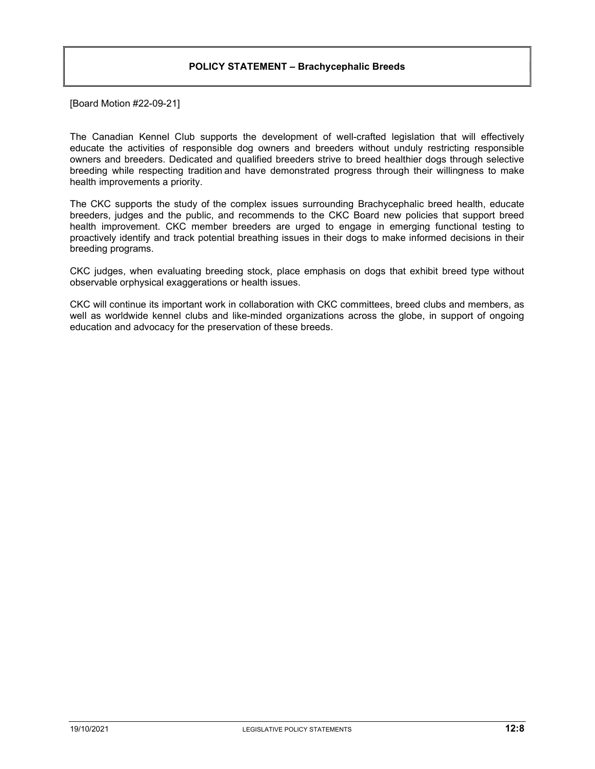## POLICY STATEMENT – Brachycephalic Breeds

[Board Motion #22-09-21]

The Canadian Kennel Club supports the development of well-crafted legislation that will effectively educate the activities of responsible dog owners and breeders without unduly restricting responsible owners and breeders. Dedicated and qualified breeders strive to breed healthier dogs through selective breeding while respecting tradition and have demonstrated progress through their willingness to make health improvements a priority.

The CKC supports the study of the complex issues surrounding Brachycephalic breed health, educate breeders, judges and the public, and recommends to the CKC Board new policies that support breed health improvement. CKC member breeders are urged to engage in emerging functional testing to proactively identify and track potential breathing issues in their dogs to make informed decisions in their breeding programs.

CKC judges, when evaluating breeding stock, place emphasis on dogs that exhibit breed type without observable orphysical exaggerations or health issues.

CKC will continue its important work in collaboration with CKC committees, breed clubs and members, as well as worldwide kennel clubs and like-minded organizations across the globe, in support of ongoing education and advocacy for the preservation of these breeds.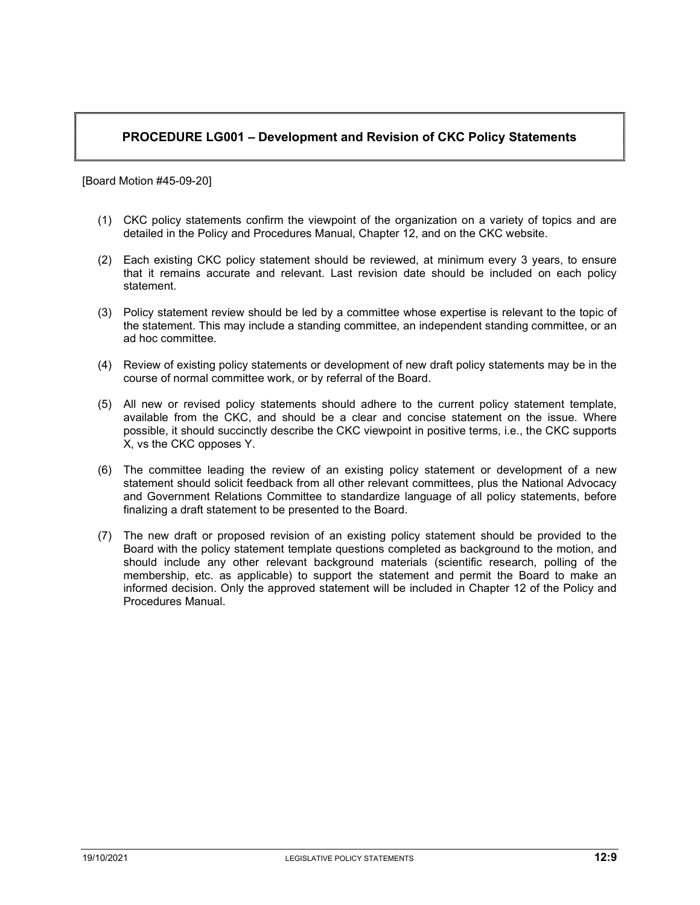## PROCEDURE LG001 – Development and Revision of CKC Policy Statements

[Board Motion #45-09-20]

(1) CKC policy statements confirm the viewpoint of the organization on a variety of topics and are detailed in the Policy and Procedures Manual, Chapter 12, and on the CKC website.

(2) Each existing CKC policy statement should be reviewed, at minimum every 3 years, to ensure that it remains accurate and relevant. Last revision date should be included on each policy statement.

(3) Policy statement review should be led by a committee whose expertise is relevant to the topic of the statement. This may include a standing committee, an independent standing committee, or an ad hoc committee.

(4) Review of existing policy statements or development of new draft policy statements may be in the course of normal committee work, or by referral of the Board.

(5) All new or revised policy statements should adhere to the current policy statement template, available from the CKC, and should be a clear and concise statement on the issue. Where possible, it should succinctly describe the CKC viewpoint in positive terms, i.e., the CKC supports X, vs the CKC opposes Y.

(6) The committee leading the review of an existing policy statement or development of a new statement should solicit feedback from all other relevant committees, plus the National Advocacy and Government Relations Committee to standardize language of all policy statements, before finalizing a draft statement to be presented to the Board.

(7) The new draft or proposed revision of an existing policy statement should be provided to the Board with the policy statement template questions completed as background to the motion, and should include any other relevant background materials (scientific research, polling of the membership, etc. as applicable) to support the statement and permit the Board to make an informed decision. Only the approved statement will be included in Chapter 12 of the Policy and Procedures Manual.